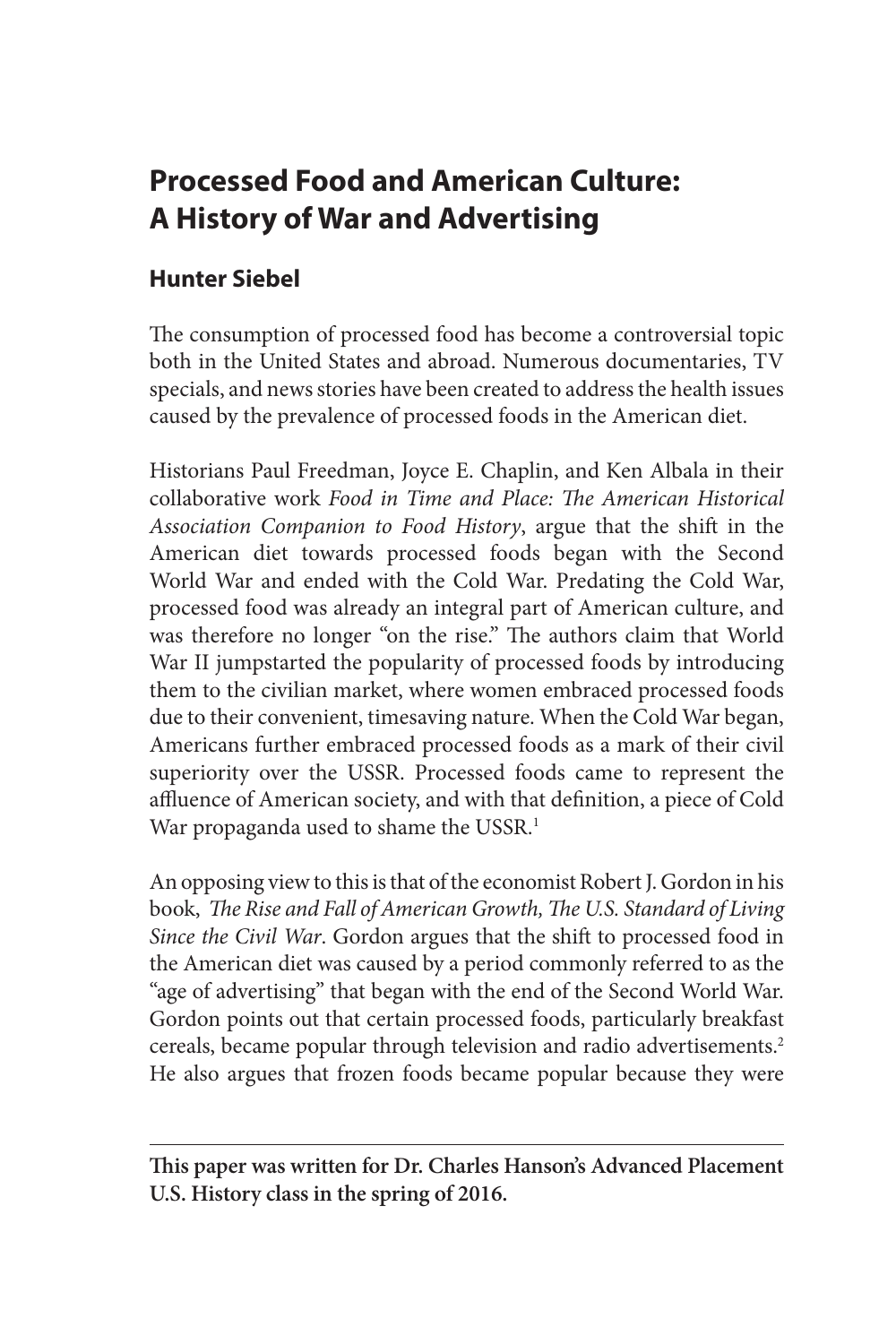# Processed Food and American Culture: A History of War and Advertising

## Hunter Siebel

The consumption of processed food has become a controversial topic both in the United States and abroad. Numerous documentaries, TV specials, and news stories have been created to address the health issues caused by the prevalence of processed foods in the American diet.

Historians Paul Freedman, Joyce E. Chaplin, and Ken Albala in their collaborative work *Food in Time and Place: The American Historical Association Companion to Food History*, argue that the shift in the American diet towards processed foods began with the Second World War and ended with the Cold War. Predating the Cold War, processed food was already an integral part of American culture, and was therefore no longer "on the rise." The authors claim that World War II jumpstarted the popularity of processed foods by introducing them to the civilian market, where women embraced processed foods due to their convenient, timesaving nature. When the Cold War began, Americans further embraced processed foods as a mark of their civil superiority over the USSR. Processed foods came to represent the affluence of American society, and with that definition, a piece of Cold War propaganda used to shame the USSR.[1]

An opposing view to this is that of the economist Robert J. Gordon in his book, *The Rise and Fall of American Growth, The U.S. Standard of Living Since the Civil War*. Gordon argues that the shift to processed food in the American diet was caused by a period commonly referred to as the "age of advertising" that began with the end of the Second World War. Gordon points out that certain processed foods, particularly breakfast cereals, became popular through television and radio advertisements.[2] He also argues that frozen foods became popular because they were

---

**This paper was written for Dr. Charles Hanson's Advanced Placement U.S. History class in the spring of 2016.**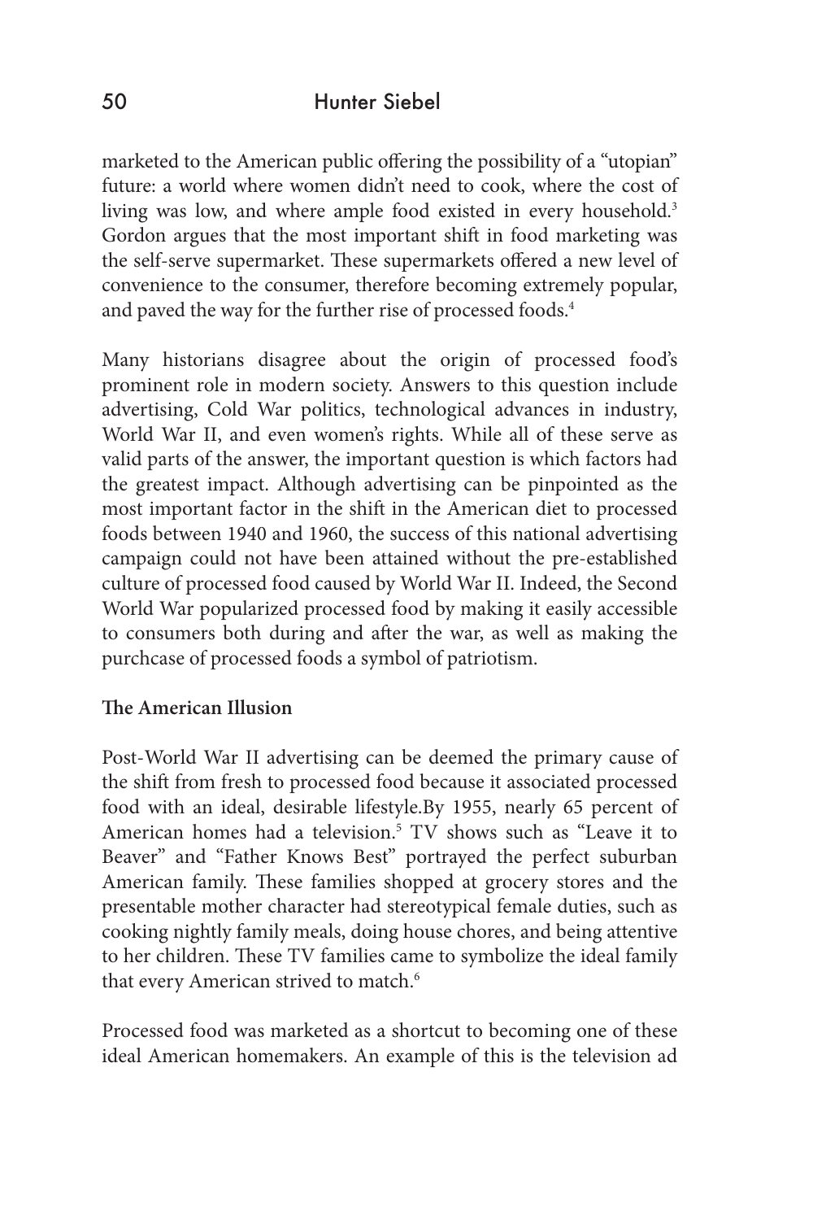marketed to the American public offering the possibility of a "utopian" future: a world where women didn't need to cook, where the cost of living was low, and where ample food existed in every household.[3] Gordon argues that the most important shift in food marketing was the self-serve supermarket. These supermarkets offered a new level of convenience to the consumer, therefore becoming extremely popular, and paved the way for the further rise of processed foods.[4]

Many historians disagree about the origin of processed food's prominent role in modern society. Answers to this question include advertising, Cold War politics, technological advances in industry, World War II, and even women's rights. While all of these serve as valid parts of the answer, the important question is which factors had the greatest impact. Although advertising can be pinpointed as the most important factor in the shift in the American diet to processed foods between 1940 and 1960, the success of this national advertising campaign could not have been attained without the pre-established culture of processed food caused by World War II. Indeed, the Second World War popularized processed food by making it easily accessible to consumers both during and after the war, as well as making the purchcase of processed foods a symbol of patriotism.

**The American Illusion**

Post-World War II advertising can be deemed the primary cause of the shift from fresh to processed food because it associated processed food with an ideal, desirable lifestyle.By 1955, nearly 65 percent of American homes had a television.[5] TV shows such as "Leave it to Beaver" and "Father Knows Best" portrayed the perfect suburban American family. These families shopped at grocery stores and the presentable mother character had stereotypical female duties, such as cooking nightly family meals, doing house chores, and being attentive to her children. These TV families came to symbolize the ideal family that every American strived to match.[6]

Processed food was marketed as a shortcut to becoming one of these ideal American homemakers. An example of this is the television ad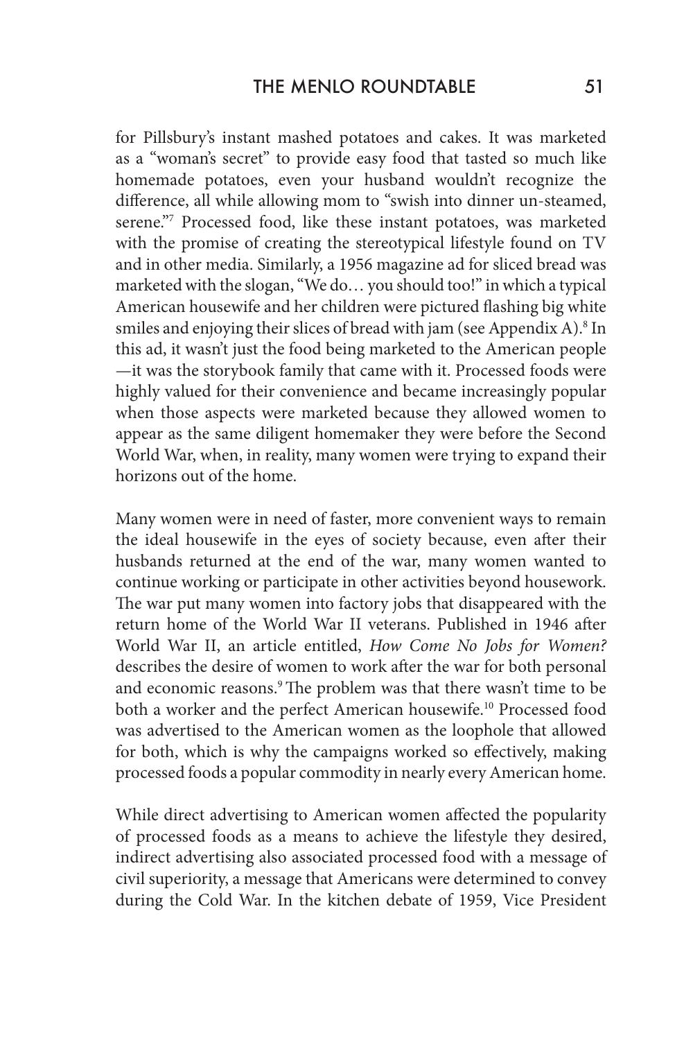for Pillsbury's instant mashed potatoes and cakes. It was marketed as a "woman's secret" to provide easy food that tasted so much like homemade potatoes, even your husband wouldn't recognize the difference, all while allowing mom to "swish into dinner un-steamed, serene."[7] Processed food, like these instant potatoes, was marketed with the promise of creating the stereotypical lifestyle found on TV and in other media. Similarly, a 1956 magazine ad for sliced bread was marketed with the slogan, "We do… you should too!" in which a typical American housewife and her children were pictured flashing big white smiles and enjoying their slices of bread with jam (see Appendix A).[8] In this ad, it wasn't just the food being marketed to the American people —it was the storybook family that came with it. Processed foods were highly valued for their convenience and became increasingly popular when those aspects were marketed because they allowed women to appear as the same diligent homemaker they were before the Second World War, when, in reality, many women were trying to expand their horizons out of the home.

Many women were in need of faster, more convenient ways to remain the ideal housewife in the eyes of society because, even after their husbands returned at the end of the war, many women wanted to continue working or participate in other activities beyond housework. The war put many women into factory jobs that disappeared with the return home of the World War II veterans. Published in 1946 after World War II, an article entitled, *How Come No Jobs for Women?* describes the desire of women to work after the war for both personal and economic reasons.[9] The problem was that there wasn't time to be both a worker and the perfect American housewife.[10] Processed food was advertised to the American women as the loophole that allowed for both, which is why the campaigns worked so effectively, making processed foods a popular commodity in nearly every American home.

While direct advertising to American women affected the popularity of processed foods as a means to achieve the lifestyle they desired, indirect advertising also associated processed food with a message of civil superiority, a message that Americans were determined to convey during the Cold War. In the kitchen debate of 1959, Vice President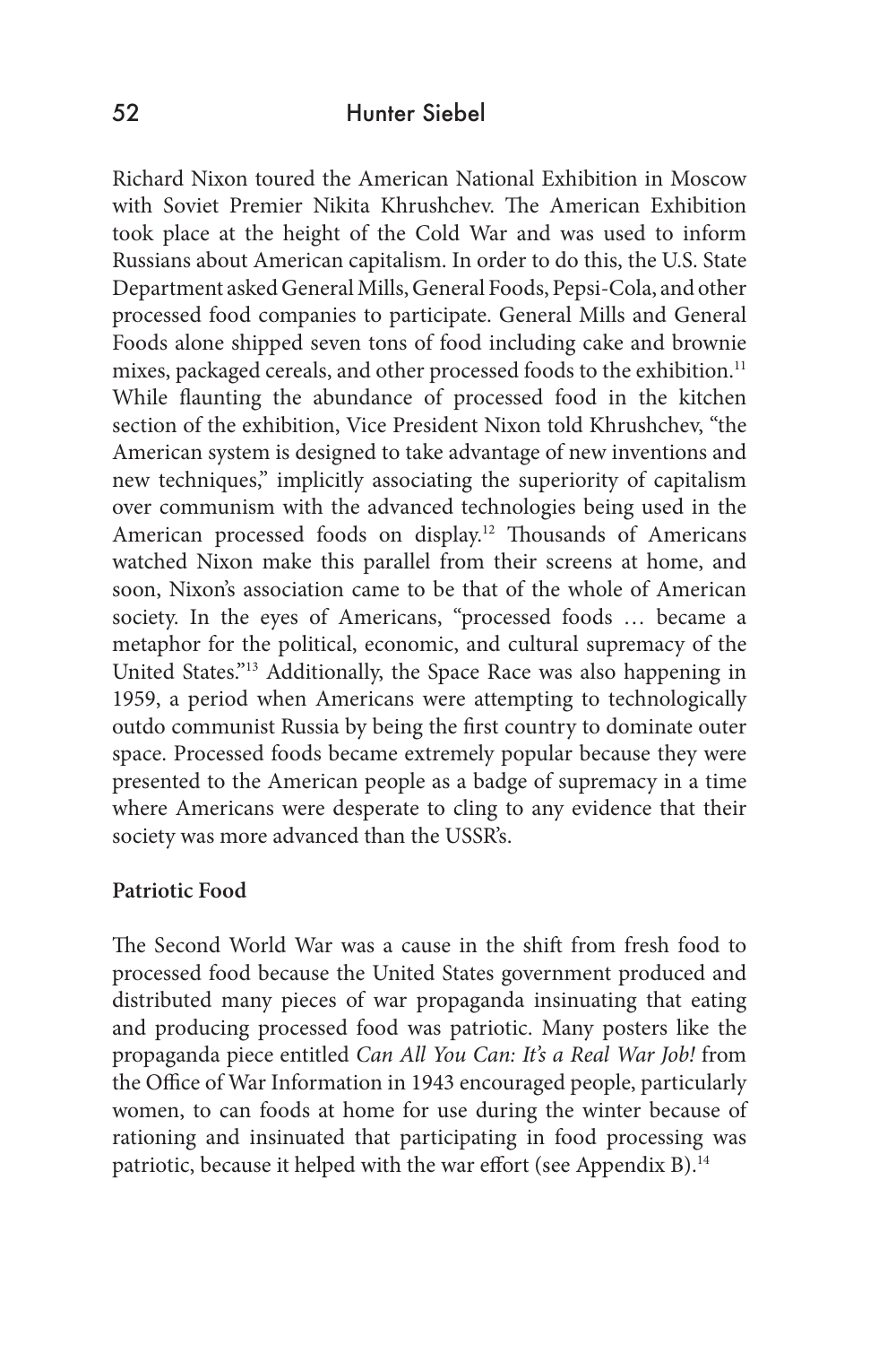Richard Nixon toured the American National Exhibition in Moscow with Soviet Premier Nikita Khrushchev. The American Exhibition took place at the height of the Cold War and was used to inform Russians about American capitalism. In order to do this, the U.S. State Department asked General Mills, General Foods, Pepsi-Cola, and other processed food companies to participate. General Mills and General Foods alone shipped seven tons of food including cake and brownie mixes, packaged cereals, and other processed foods to the exhibition.[11] While flaunting the abundance of processed food in the kitchen section of the exhibition, Vice President Nixon told Khrushchev, "the American system is designed to take advantage of new inventions and new techniques," implicitly associating the superiority of capitalism over communism with the advanced technologies being used in the American processed foods on display.[12] Thousands of Americans watched Nixon make this parallel from their screens at home, and soon, Nixon's association came to be that of the whole of American society. In the eyes of Americans, "processed foods … became a metaphor for the political, economic, and cultural supremacy of the United States."[13] Additionally, the Space Race was also happening in 1959, a period when Americans were attempting to technologically outdo communist Russia by being the first country to dominate outer space. Processed foods became extremely popular because they were presented to the American people as a badge of supremacy in a time where Americans were desperate to cling to any evidence that their society was more advanced than the USSR's.

**Patriotic Food**

The Second World War was a cause in the shift from fresh food to processed food because the United States government produced and distributed many pieces of war propaganda insinuating that eating and producing processed food was patriotic. Many posters like the propaganda piece entitled *Can All You Can: It's a Real War Job!* from the Office of War Information in 1943 encouraged people, particularly women, to can foods at home for use during the winter because of rationing and insinuated that participating in food processing was patriotic, because it helped with the war effort (see Appendix B).[14]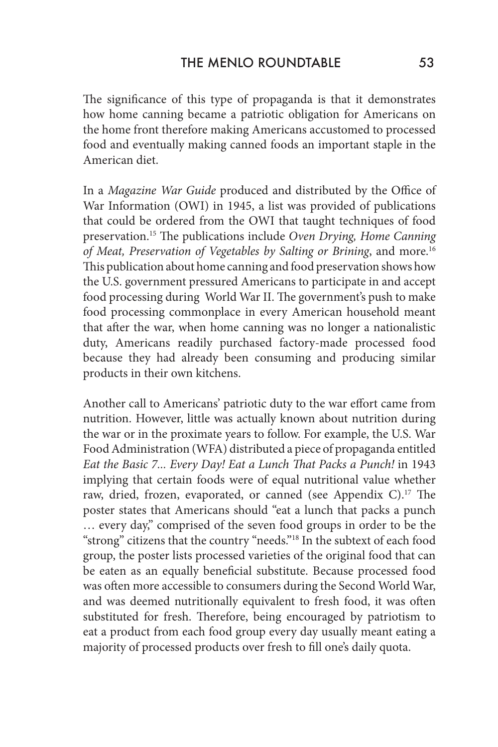The significance of this type of propaganda is that it demonstrates how home canning became a patriotic obligation for Americans on the home front therefore making Americans accustomed to processed food and eventually making canned foods an important staple in the American diet.

In a *Magazine War Guide* produced and distributed by the Office of War Information (OWI) in 1945, a list was provided of publications that could be ordered from the OWI that taught techniques of food preservation.[15] The publications include *Oven Drying, Home Canning of Meat, Preservation of Vegetables by Salting or Brining*, and more.[16] This publication about home canning and food preservation shows how the U.S. government pressured Americans to participate in and accept food processing during World War II. The government's push to make food processing commonplace in every American household meant that after the war, when home canning was no longer a nationalistic duty, Americans readily purchased factory-made processed food because they had already been consuming and producing similar products in their own kitchens.

Another call to Americans' patriotic duty to the war effort came from nutrition. However, little was actually known about nutrition during the war or in the proximate years to follow. For example, the U.S. War Food Administration (WFA) distributed a piece of propaganda entitled *Eat the Basic 7... Every Day! Eat a Lunch That Packs a Punch!* in 1943 implying that certain foods were of equal nutritional value whether raw, dried, frozen, evaporated, or canned (see Appendix C).[17] The poster states that Americans should "eat a lunch that packs a punch … every day," comprised of the seven food groups in order to be the "strong" citizens that the country "needs."[18] In the subtext of each food group, the poster lists processed varieties of the original food that can be eaten as an equally beneficial substitute. Because processed food was often more accessible to consumers during the Second World War, and was deemed nutritionally equivalent to fresh food, it was often substituted for fresh. Therefore, being encouraged by patriotism to eat a product from each food group every day usually meant eating a majority of processed products over fresh to fill one's daily quota.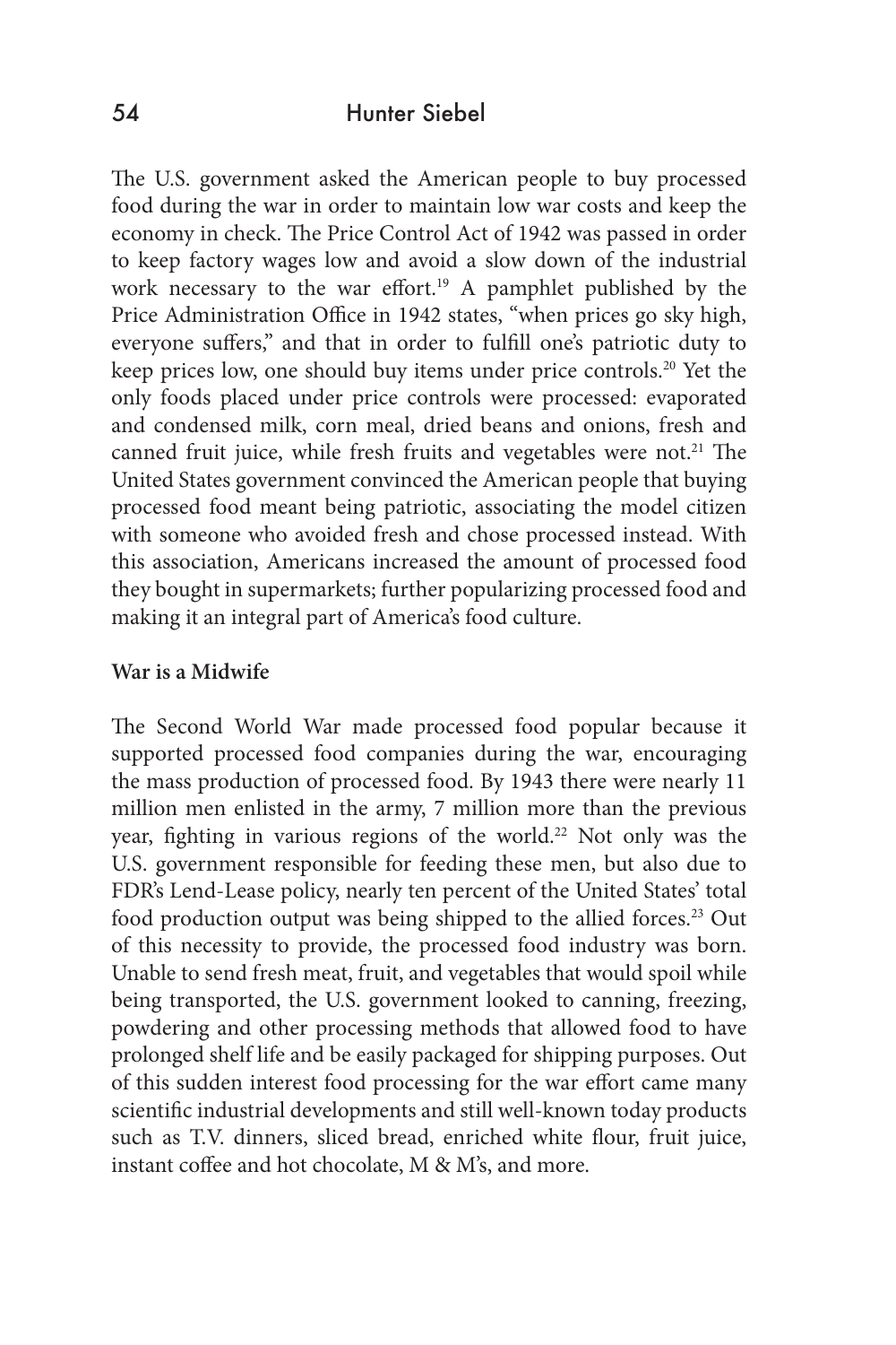The U.S. government asked the American people to buy processed food during the war in order to maintain low war costs and keep the economy in check. The Price Control Act of 1942 was passed in order to keep factory wages low and avoid a slow down of the industrial work necessary to the war effort.[19] A pamphlet published by the Price Administration Office in 1942 states, "when prices go sky high, everyone suffers," and that in order to fulfill one's patriotic duty to keep prices low, one should buy items under price controls.[20] Yet the only foods placed under price controls were processed: evaporated and condensed milk, corn meal, dried beans and onions, fresh and canned fruit juice, while fresh fruits and vegetables were not.[21] The United States government convinced the American people that buying processed food meant being patriotic, associating the model citizen with someone who avoided fresh and chose processed instead. With this association, Americans increased the amount of processed food they bought in supermarkets; further popularizing processed food and making it an integral part of America's food culture.

**War is a Midwife**

The Second World War made processed food popular because it supported processed food companies during the war, encouraging the mass production of processed food. By 1943 there were nearly 11 million men enlisted in the army, 7 million more than the previous year, fighting in various regions of the world.[22] Not only was the U.S. government responsible for feeding these men, but also due to FDR's Lend-Lease policy, nearly ten percent of the United States' total food production output was being shipped to the allied forces.[23] Out of this necessity to provide, the processed food industry was born. Unable to send fresh meat, fruit, and vegetables that would spoil while being transported, the U.S. government looked to canning, freezing, powdering and other processing methods that allowed food to have prolonged shelf life and be easily packaged for shipping purposes. Out of this sudden interest food processing for the war effort came many scientific industrial developments and still well-known today products such as T.V. dinners, sliced bread, enriched white flour, fruit juice, instant coffee and hot chocolate, M & M's, and more.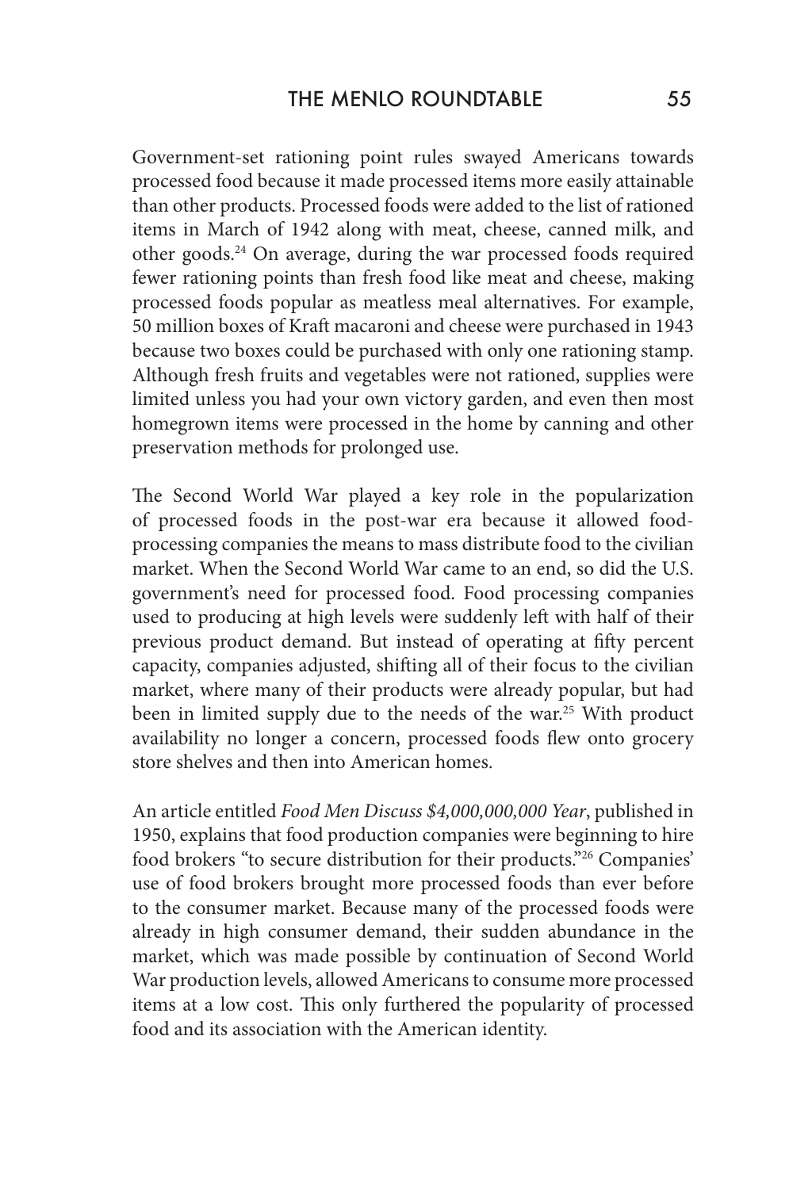Government-set rationing point rules swayed Americans towards processed food because it made processed items more easily attainable than other products. Processed foods were added to the list of rationed items in March of 1942 along with meat, cheese, canned milk, and other goods.[24] On average, during the war processed foods required fewer rationing points than fresh food like meat and cheese, making processed foods popular as meatless meal alternatives. For example, 50 million boxes of Kraft macaroni and cheese were purchased in 1943 because two boxes could be purchased with only one rationing stamp. Although fresh fruits and vegetables were not rationed, supplies were limited unless you had your own victory garden, and even then most homegrown items were processed in the home by canning and other preservation methods for prolonged use.

The Second World War played a key role in the popularization of processed foods in the post-war era because it allowed food-processing companies the means to mass distribute food to the civilian market. When the Second World War came to an end, so did the U.S. government's need for processed food. Food processing companies used to producing at high levels were suddenly left with half of their previous product demand. But instead of operating at fifty percent capacity, companies adjusted, shifting all of their focus to the civilian market, where many of their products were already popular, but had been in limited supply due to the needs of the war.[25] With product availability no longer a concern, processed foods flew onto grocery store shelves and then into American homes.

An article entitled *Food Men Discuss $4,000,000,000 Year*, published in 1950, explains that food production companies were beginning to hire food brokers "to secure distribution for their products."[26] Companies' use of food brokers brought more processed foods than ever before to the consumer market. Because many of the processed foods were already in high consumer demand, their sudden abundance in the market, which was made possible by continuation of Second World War production levels, allowed Americans to consume more processed items at a low cost. This only furthered the popularity of processed food and its association with the American identity.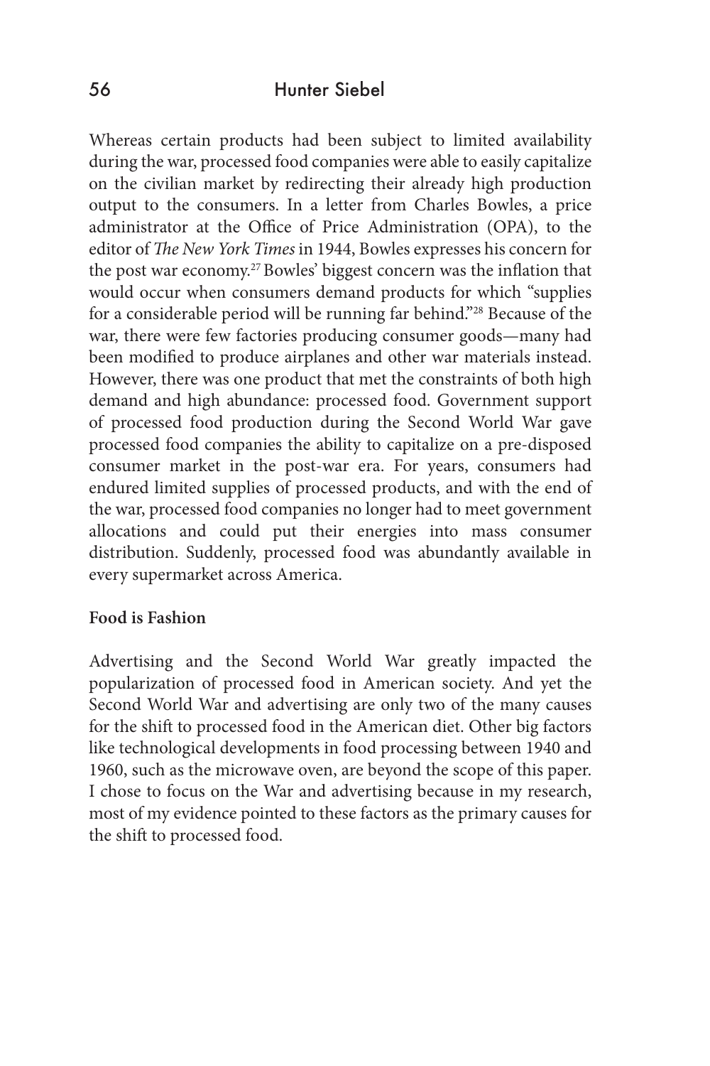Whereas certain products had been subject to limited availability during the war, processed food companies were able to easily capitalize on the civilian market by redirecting their already high production output to the consumers. In a letter from Charles Bowles, a price administrator at the Office of Price Administration (OPA), to the editor of *The New York Times* in 1944, Bowles expresses his concern for the post war economy.[27] Bowles' biggest concern was the inflation that would occur when consumers demand products for which "supplies for a considerable period will be running far behind."[28] Because of the war, there were few factories producing consumer goods—many had been modified to produce airplanes and other war materials instead. However, there was one product that met the constraints of both high demand and high abundance: processed food. Government support of processed food production during the Second World War gave processed food companies the ability to capitalize on a pre-disposed consumer market in the post-war era. For years, consumers had endured limited supplies of processed products, and with the end of the war, processed food companies no longer had to meet government allocations and could put their energies into mass consumer distribution. Suddenly, processed food was abundantly available in every supermarket across America.

**Food is Fashion**

Advertising and the Second World War greatly impacted the popularization of processed food in American society. And yet the Second World War and advertising are only two of the many causes for the shift to processed food in the American diet. Other big factors like technological developments in food processing between 1940 and 1960, such as the microwave oven, are beyond the scope of this paper. I chose to focus on the War and advertising because in my research, most of my evidence pointed to these factors as the primary causes for the shift to processed food.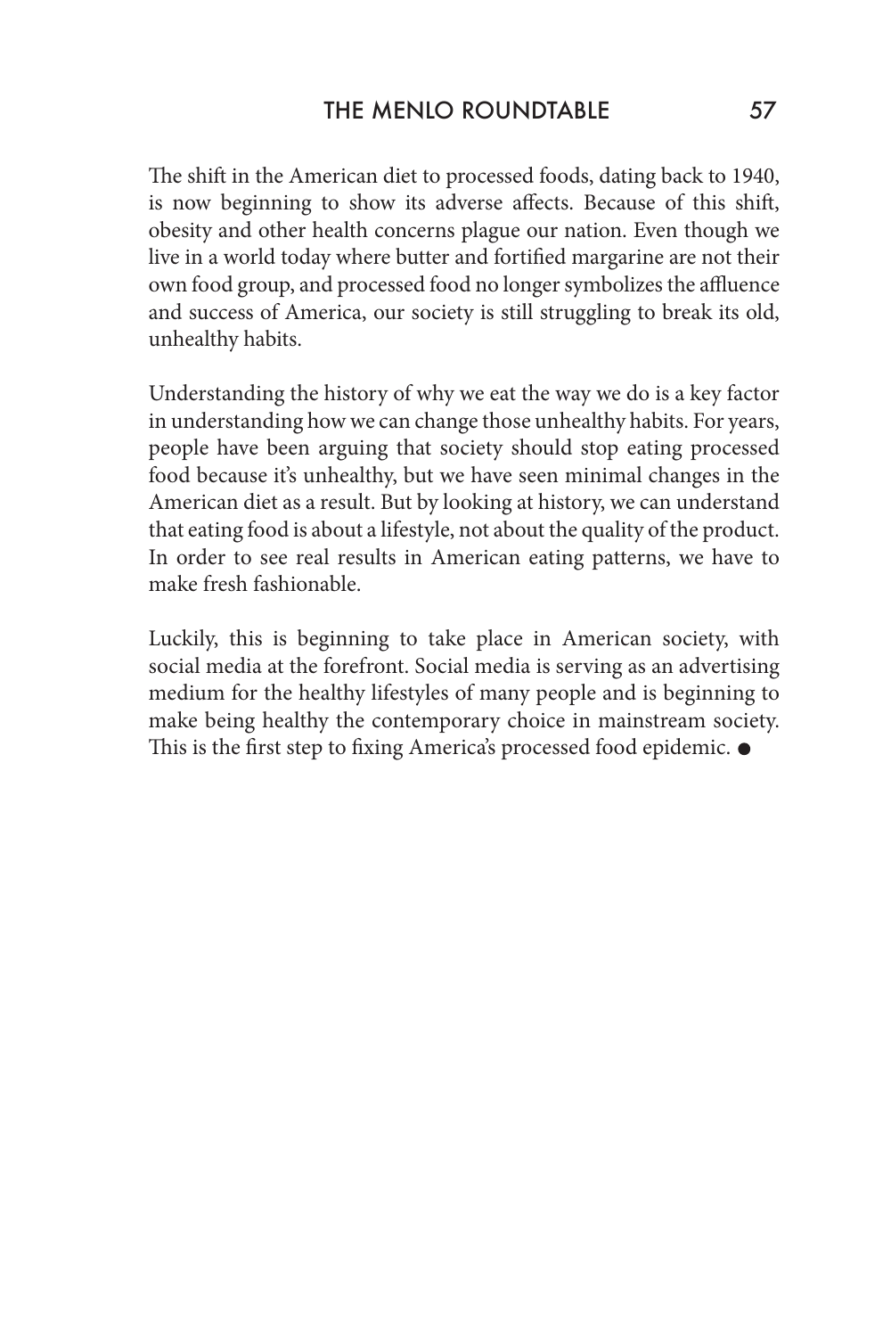The shift in the American diet to processed foods, dating back to 1940, is now beginning to show its adverse affects. Because of this shift, obesity and other health concerns plague our nation. Even though we live in a world today where butter and fortified margarine are not their own food group, and processed food no longer symbolizes the affluence and success of America, our society is still struggling to break its old, unhealthy habits.

Understanding the history of why we eat the way we do is a key factor in understanding how we can change those unhealthy habits. For years, people have been arguing that society should stop eating processed food because it's unhealthy, but we have seen minimal changes in the American diet as a result. But by looking at history, we can understand that eating food is about a lifestyle, not about the quality of the product. In order to see real results in American eating patterns, we have to make fresh fashionable.

Luckily, this is beginning to take place in American society, with social media at the forefront. Social media is serving as an advertising medium for the healthy lifestyles of many people and is beginning to make being healthy the contemporary choice in mainstream society. This is the first step to fixing America's processed food epidemic. ●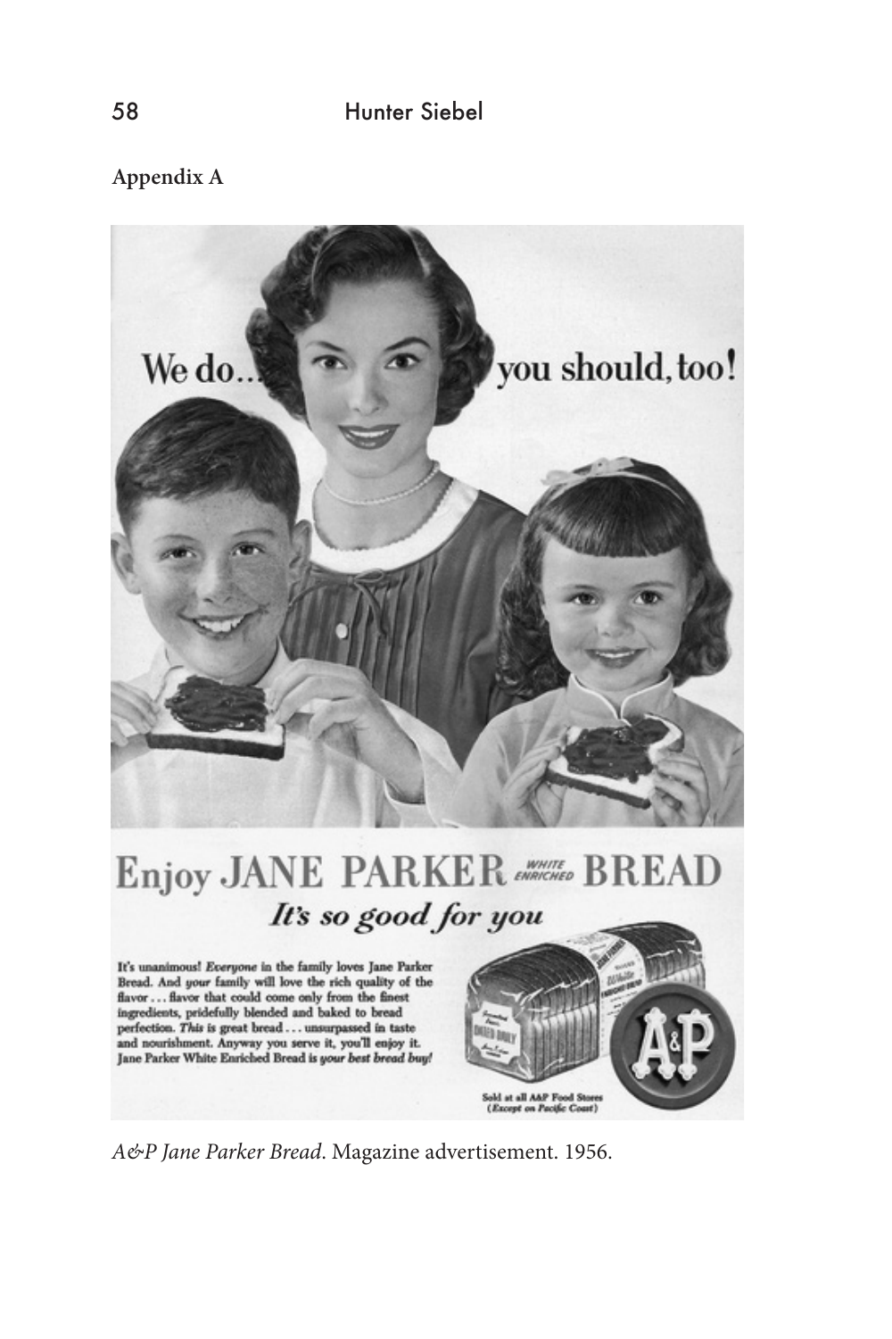**Appendix A**

*A&P Jane Parker Bread*. Magazine advertisement. 1956.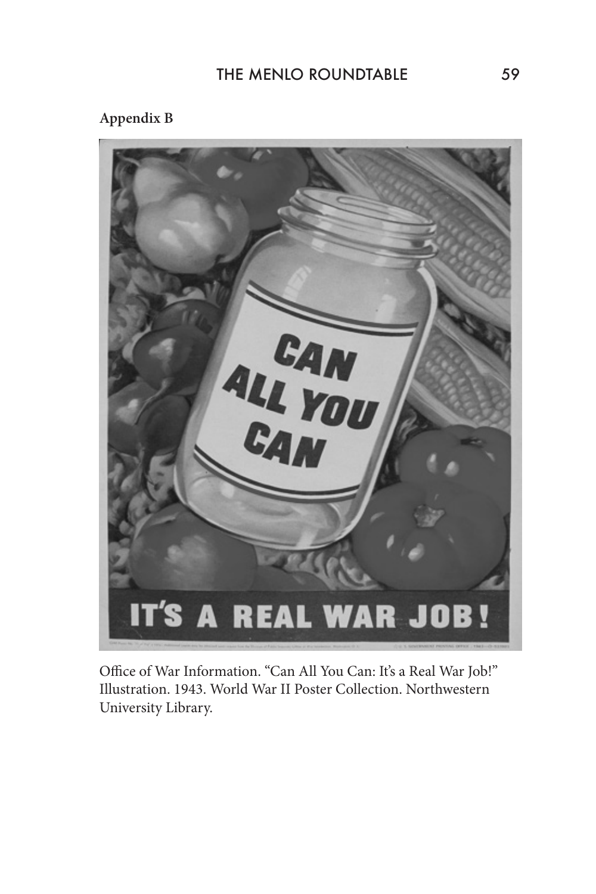**Appendix B**

Office of War Information. "Can All You Can: It's a Real War Job!" Illustration. 1943. World War II Poster Collection. Northwestern University Library.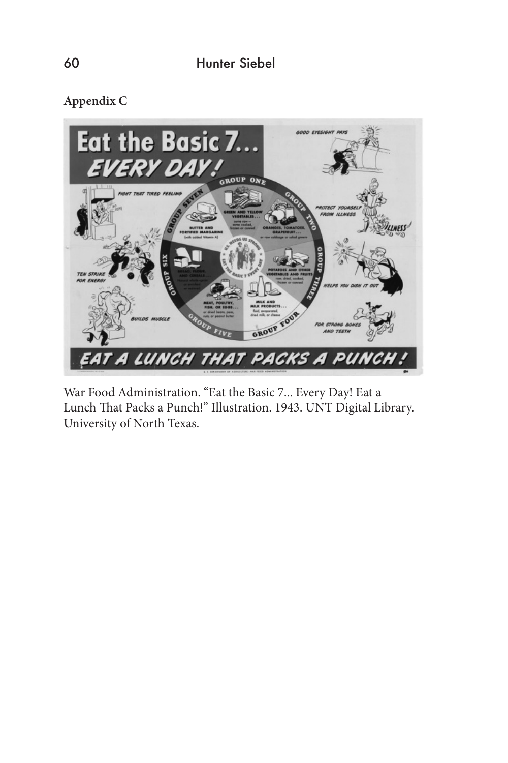**Appendix C**

War Food Administration. "Eat the Basic 7... Every Day! Eat a Lunch That Packs a Punch!" Illustration. 1943. UNT Digital Library. University of North Texas.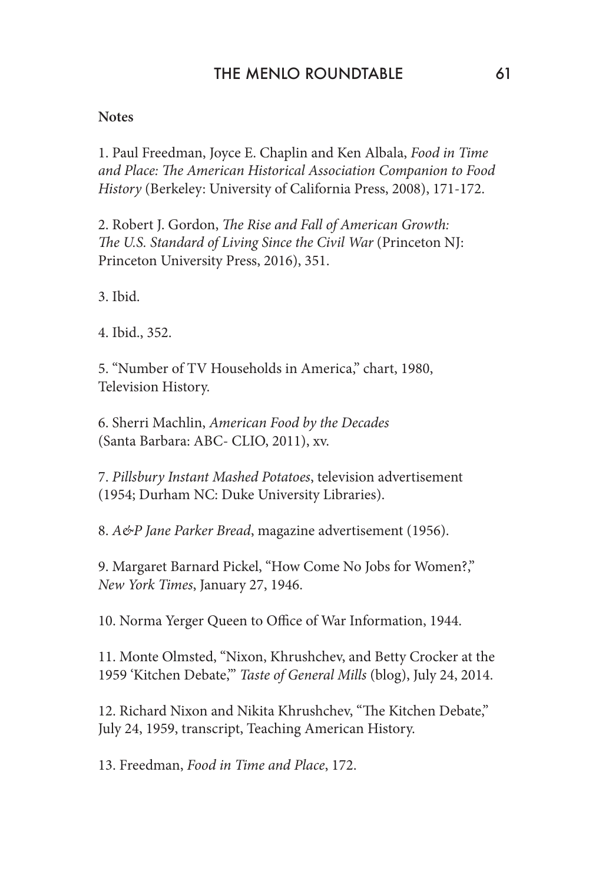**Notes**

1. Paul Freedman, Joyce E. Chaplin and Ken Albala, *Food in Time and Place: The American Historical Association Companion to Food History* (Berkeley: University of California Press, 2008), 171-172.

2. Robert J. Gordon, *The Rise and Fall of American Growth: The U.S. Standard of Living Since the Civil War* (Princeton NJ: Princeton University Press, 2016), 351.

3. Ibid.

4. Ibid., 352.

5. "Number of TV Households in America," chart, 1980, Television History.

6. Sherri Machlin, *American Food by the Decades* (Santa Barbara: ABC- CLIO, 2011), xv.

7. *Pillsbury Instant Mashed Potatoes*, television advertisement (1954; Durham NC: Duke University Libraries).

8. *A&P Jane Parker Bread*, magazine advertisement (1956).

9. Margaret Barnard Pickel, "How Come No Jobs for Women?," *New York Times*, January 27, 1946.

10. Norma Yerger Queen to Office of War Information, 1944.

11. Monte Olmsted, "Nixon, Khrushchev, and Betty Crocker at the 1959 'Kitchen Debate,'" *Taste of General Mills* (blog), July 24, 2014.

12. Richard Nixon and Nikita Khrushchev, "The Kitchen Debate," July 24, 1959, transcript, Teaching American History.

13. Freedman, *Food in Time and Place*, 172.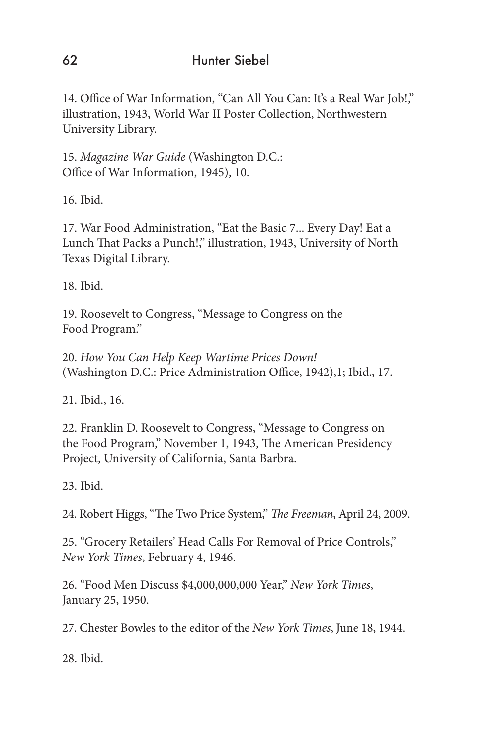14. Office of War Information, "Can All You Can: It's a Real War Job!," illustration, 1943, World War II Poster Collection, Northwestern University Library.

15. *Magazine War Guide* (Washington D.C.: Office of War Information, 1945), 10.

16. Ibid.

17. War Food Administration, "Eat the Basic 7... Every Day! Eat a Lunch That Packs a Punch!," illustration, 1943, University of North Texas Digital Library.

18. Ibid.

19. Roosevelt to Congress, "Message to Congress on the Food Program."

20. *How You Can Help Keep Wartime Prices Down!* (Washington D.C.: Price Administration Office, 1942),1; Ibid., 17.

21. Ibid., 16.

22. Franklin D. Roosevelt to Congress, "Message to Congress on the Food Program," November 1, 1943, The American Presidency Project, University of California, Santa Barbra.

23. Ibid.

24. Robert Higgs, "The Two Price System," *The Freeman*, April 24, 2009.

25. "Grocery Retailers' Head Calls For Removal of Price Controls," *New York Times*, February 4, 1946.

26. "Food Men Discuss $4,000,000,000 Year," *New York Times*, January 25, 1950.

27. Chester Bowles to the editor of the *New York Times*, June 18, 1944.

28. Ibid.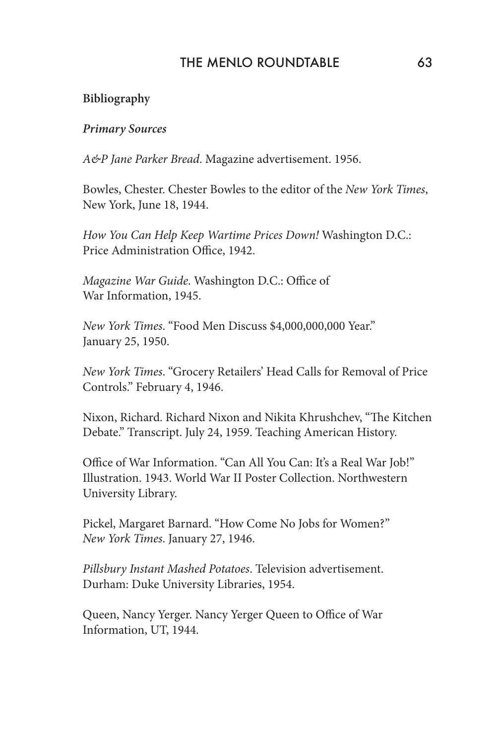**Bibliography**

***Primary Sources***

*A&P Jane Parker Bread*. Magazine advertisement. 1956.

Bowles, Chester. Chester Bowles to the editor of the *New York Times*, New York, June 18, 1944.

*How You Can Help Keep Wartime Prices Down!* Washington D.C.: Price Administration Office, 1942.

*Magazine War Guide*. Washington D.C.: Office of War Information, 1945.

*New York Times*. "Food Men Discuss $4,000,000,000 Year." January 25, 1950.

*New York Times*. "Grocery Retailers' Head Calls for Removal of Price Controls." February 4, 1946.

Nixon, Richard. Richard Nixon and Nikita Khrushchev, "The Kitchen Debate." Transcript. July 24, 1959. Teaching American History.

Office of War Information. "Can All You Can: It's a Real War Job!" Illustration. 1943. World War II Poster Collection. Northwestern University Library.

Pickel, Margaret Barnard. "How Come No Jobs for Women?" *New York Times*. January 27, 1946.

*Pillsbury Instant Mashed Potatoes*. Television advertisement. Durham: Duke University Libraries, 1954.

Queen, Nancy Yerger. Nancy Yerger Queen to Office of War Information, UT, 1944.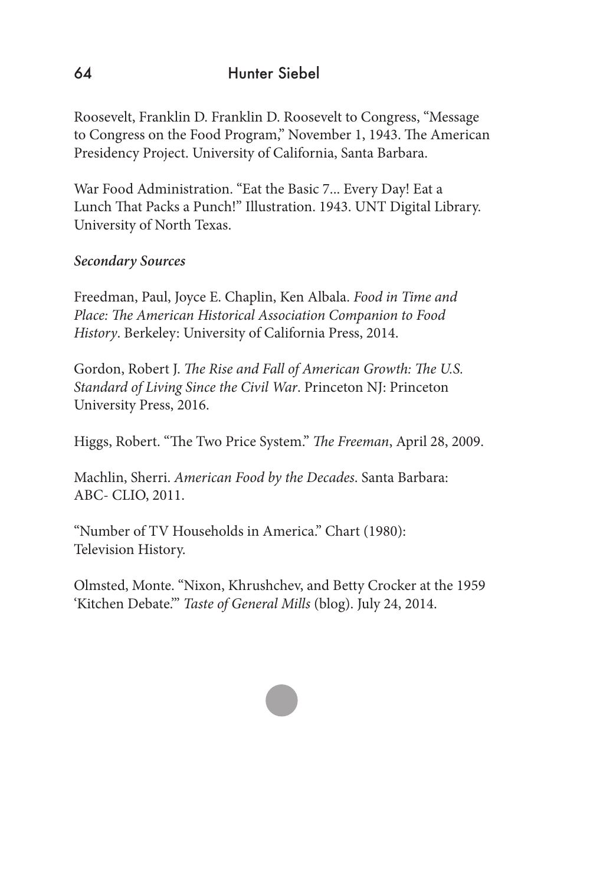Roosevelt, Franklin D. Franklin D. Roosevelt to Congress, "Message to Congress on the Food Program," November 1, 1943. The American Presidency Project. University of California, Santa Barbara.

War Food Administration. "Eat the Basic 7... Every Day! Eat a Lunch That Packs a Punch!" Illustration. 1943. UNT Digital Library. University of North Texas.

***Secondary Sources***

Freedman, Paul, Joyce E. Chaplin, Ken Albala. *Food in Time and Place: The American Historical Association Companion to Food History*. Berkeley: University of California Press, 2014.

Gordon, Robert J. *The Rise and Fall of American Growth: The U.S. Standard of Living Since the Civil War*. Princeton NJ: Princeton University Press, 2016.

Higgs, Robert. "The Two Price System." *The Freeman*, April 28, 2009.

Machlin, Sherri. *American Food by the Decades*. Santa Barbara: ABC- CLIO, 2011.

"Number of TV Households in America." Chart (1980): Television History.

Olmsted, Monte. "Nixon, Khrushchev, and Betty Crocker at the 1959 'Kitchen Debate.'" *Taste of General Mills* (blog). July 24, 2014.